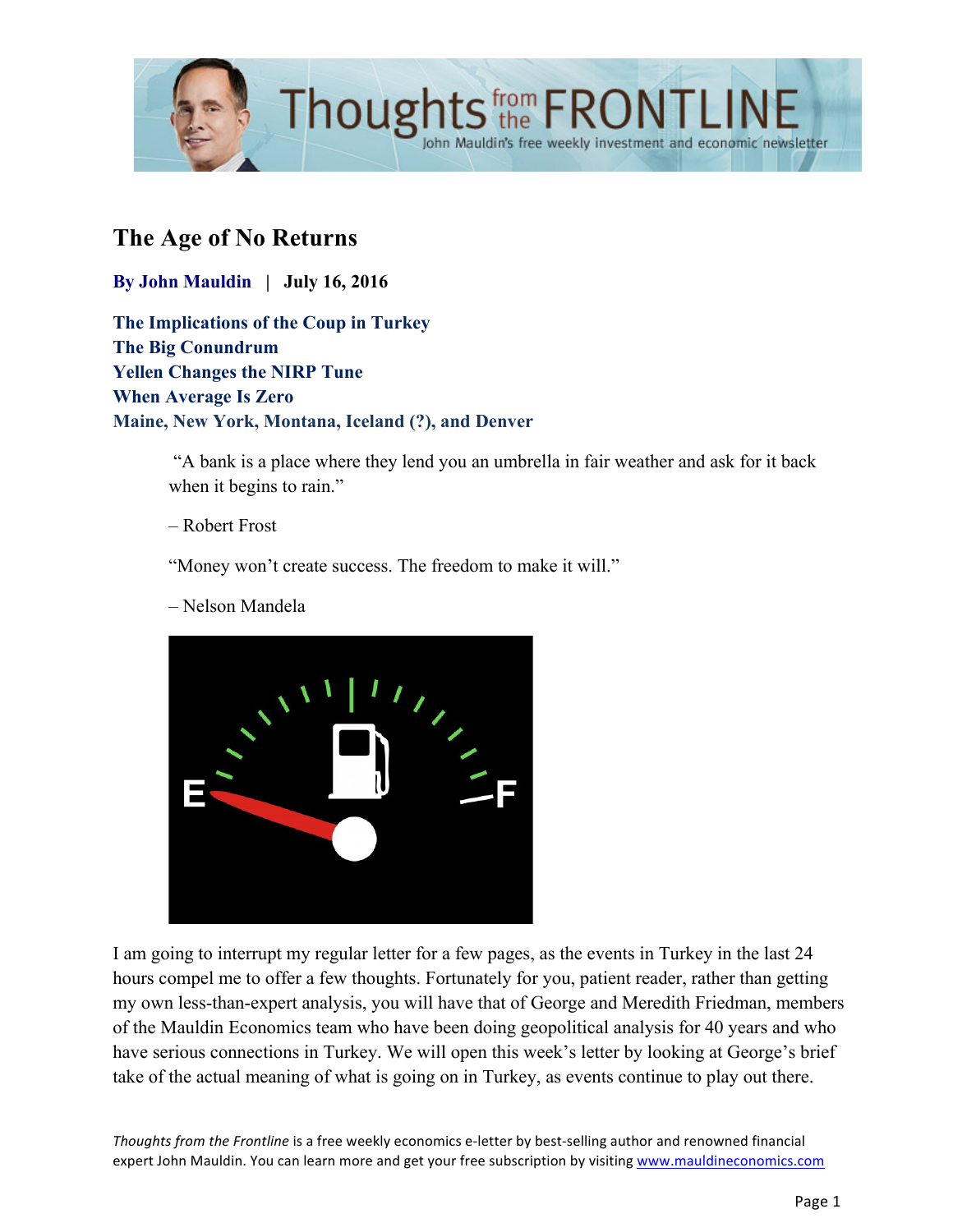# The Age of No Returns

**By John Mauldin | July 16, 2016**

**The Implications of the Coup in Turkey**
**The Big Conundrum**
**Yellen Changes the NIRP Tune**
**When Average Is Zero**
**Maine, New York, Montana, Iceland (?), and Denver**

> "A bank is a place where they lend you an umbrella in fair weather and ask for it back when it begins to rain."
>
> – Robert Frost
>
> "Money won't create success. The freedom to make it will."
>
> – Nelson Mandela

I am going to interrupt my regular letter for a few pages, as the events in Turkey in the last 24 hours compel me to offer a few thoughts. Fortunately for you, patient reader, rather than getting my own less-than-expert analysis, you will have that of George and Meredith Friedman, members of the Mauldin Economics team who have been doing geopolitical analysis for 40 years and who have serious connections in Turkey. We will open this week's letter by looking at George's brief take of the actual meaning of what is going on in Turkey, as events continue to play out there.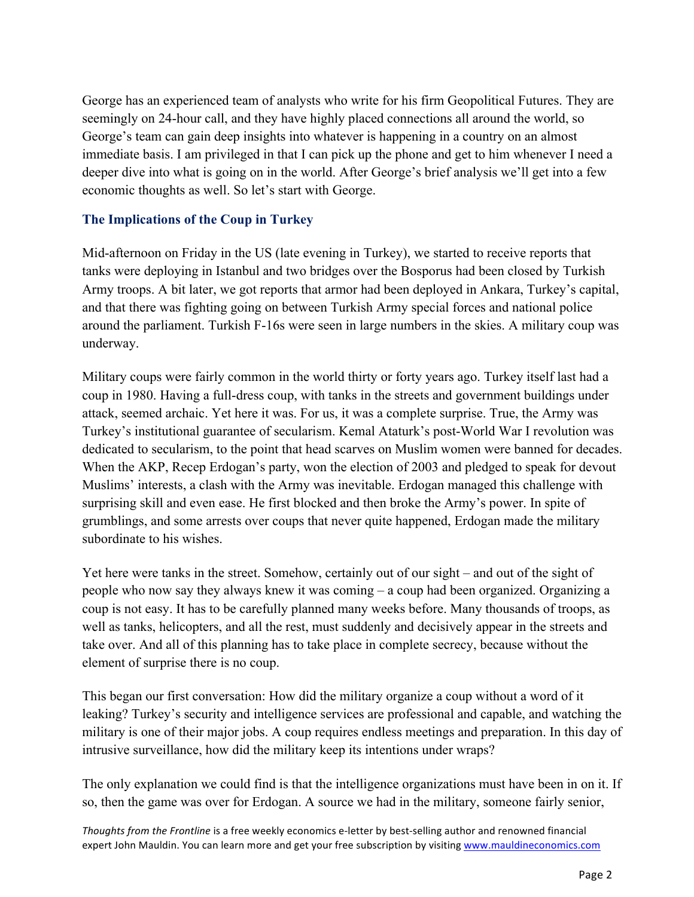George has an experienced team of analysts who write for his firm Geopolitical Futures. They are seemingly on 24-hour call, and they have highly placed connections all around the world, so George's team can gain deep insights into whatever is happening in a country on an almost immediate basis. I am privileged in that I can pick up the phone and get to him whenever I need a deeper dive into what is going on in the world. After George's brief analysis we'll get into a few economic thoughts as well. So let's start with George.

## The Implications of the Coup in Turkey

Mid-afternoon on Friday in the US (late evening in Turkey), we started to receive reports that tanks were deploying in Istanbul and two bridges over the Bosporus had been closed by Turkish Army troops. A bit later, we got reports that armor had been deployed in Ankara, Turkey's capital, and that there was fighting going on between Turkish Army special forces and national police around the parliament. Turkish F-16s were seen in large numbers in the skies. A military coup was underway.

Military coups were fairly common in the world thirty or forty years ago. Turkey itself last had a coup in 1980. Having a full-dress coup, with tanks in the streets and government buildings under attack, seemed archaic. Yet here it was. For us, it was a complete surprise. True, the Army was Turkey's institutional guarantee of secularism. Kemal Ataturk's post-World War I revolution was dedicated to secularism, to the point that head scarves on Muslim women were banned for decades. When the AKP, Recep Erdogan's party, won the election of 2003 and pledged to speak for devout Muslims' interests, a clash with the Army was inevitable. Erdogan managed this challenge with surprising skill and even ease. He first blocked and then broke the Army's power. In spite of grumblings, and some arrests over coups that never quite happened, Erdogan made the military subordinate to his wishes.

Yet here were tanks in the street. Somehow, certainly out of our sight – and out of the sight of people who now say they always knew it was coming – a coup had been organized. Organizing a coup is not easy. It has to be carefully planned many weeks before. Many thousands of troops, as well as tanks, helicopters, and all the rest, must suddenly and decisively appear in the streets and take over. And all of this planning has to take place in complete secrecy, because without the element of surprise there is no coup.

This began our first conversation: How did the military organize a coup without a word of it leaking? Turkey's security and intelligence services are professional and capable, and watching the military is one of their major jobs. A coup requires endless meetings and preparation. In this day of intrusive surveillance, how did the military keep its intentions under wraps?

The only explanation we could find is that the intelligence organizations must have been in on it. If so, then the game was over for Erdogan. A source we had in the military, someone fairly senior,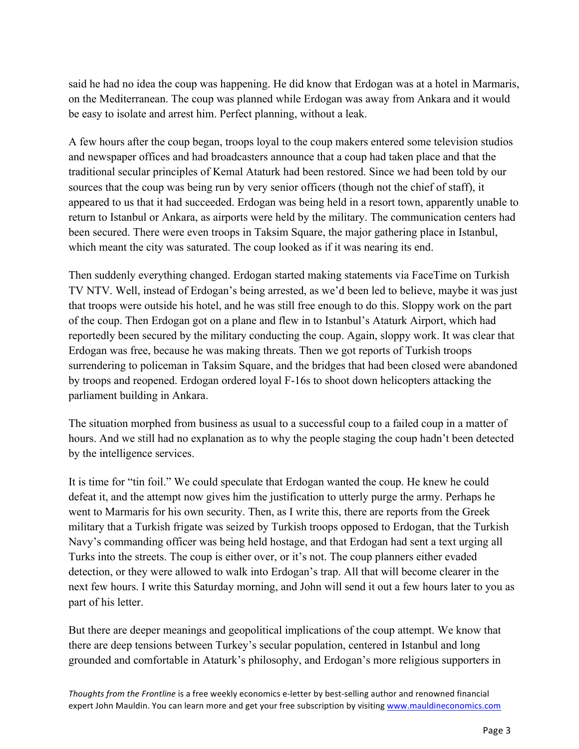said he had no idea the coup was happening. He did know that Erdogan was at a hotel in Marmaris, on the Mediterranean. The coup was planned while Erdogan was away from Ankara and it would be easy to isolate and arrest him. Perfect planning, without a leak.

A few hours after the coup began, troops loyal to the coup makers entered some television studios and newspaper offices and had broadcasters announce that a coup had taken place and that the traditional secular principles of Kemal Ataturk had been restored. Since we had been told by our sources that the coup was being run by very senior officers (though not the chief of staff), it appeared to us that it had succeeded. Erdogan was being held in a resort town, apparently unable to return to Istanbul or Ankara, as airports were held by the military. The communication centers had been secured. There were even troops in Taksim Square, the major gathering place in Istanbul, which meant the city was saturated. The coup looked as if it was nearing its end.

Then suddenly everything changed. Erdogan started making statements via FaceTime on Turkish TV NTV. Well, instead of Erdogan's being arrested, as we'd been led to believe, maybe it was just that troops were outside his hotel, and he was still free enough to do this. Sloppy work on the part of the coup. Then Erdogan got on a plane and flew in to Istanbul's Ataturk Airport, which had reportedly been secured by the military conducting the coup. Again, sloppy work. It was clear that Erdogan was free, because he was making threats. Then we got reports of Turkish troops surrendering to policeman in Taksim Square, and the bridges that had been closed were abandoned by troops and reopened. Erdogan ordered loyal F-16s to shoot down helicopters attacking the parliament building in Ankara.

The situation morphed from business as usual to a successful coup to a failed coup in a matter of hours. And we still had no explanation as to why the people staging the coup hadn't been detected by the intelligence services.

It is time for "tin foil." We could speculate that Erdogan wanted the coup. He knew he could defeat it, and the attempt now gives him the justification to utterly purge the army. Perhaps he went to Marmaris for his own security. Then, as I write this, there are reports from the Greek military that a Turkish frigate was seized by Turkish troops opposed to Erdogan, that the Turkish Navy's commanding officer was being held hostage, and that Erdogan had sent a text urging all Turks into the streets. The coup is either over, or it's not. The coup planners either evaded detection, or they were allowed to walk into Erdogan's trap. All that will become clearer in the next few hours. I write this Saturday morning, and John will send it out a few hours later to you as part of his letter.

But there are deeper meanings and geopolitical implications of the coup attempt. We know that there are deep tensions between Turkey's secular population, centered in Istanbul and long grounded and comfortable in Ataturk's philosophy, and Erdogan's more religious supporters in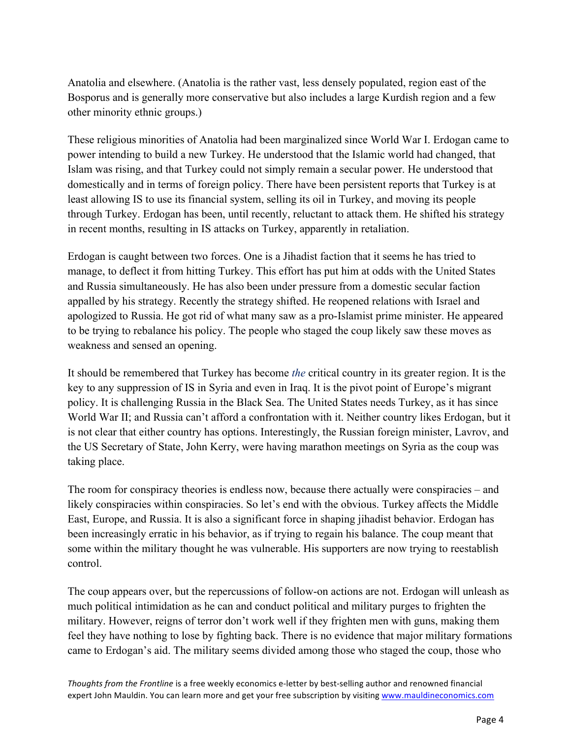Anatolia and elsewhere. (Anatolia is the rather vast, less densely populated, region east of the Bosporus and is generally more conservative but also includes a large Kurdish region and a few other minority ethnic groups.)

These religious minorities of Anatolia had been marginalized since World War I. Erdogan came to power intending to build a new Turkey. He understood that the Islamic world had changed, that Islam was rising, and that Turkey could not simply remain a secular power. He understood that domestically and in terms of foreign policy. There have been persistent reports that Turkey is at least allowing IS to use its financial system, selling its oil in Turkey, and moving its people through Turkey. Erdogan has been, until recently, reluctant to attack them. He shifted his strategy in recent months, resulting in IS attacks on Turkey, apparently in retaliation.

Erdogan is caught between two forces. One is a Jihadist faction that it seems he has tried to manage, to deflect it from hitting Turkey. This effort has put him at odds with the United States and Russia simultaneously. He has also been under pressure from a domestic secular faction appalled by his strategy. Recently the strategy shifted. He reopened relations with Israel and apologized to Russia. He got rid of what many saw as a pro-Islamist prime minister. He appeared to be trying to rebalance his policy. The people who staged the coup likely saw these moves as weakness and sensed an opening.

It should be remembered that Turkey has become *the* critical country in its greater region. It is the key to any suppression of IS in Syria and even in Iraq. It is the pivot point of Europe's migrant policy. It is challenging Russia in the Black Sea. The United States needs Turkey, as it has since World War II; and Russia can't afford a confrontation with it. Neither country likes Erdogan, but it is not clear that either country has options. Interestingly, the Russian foreign minister, Lavrov, and the US Secretary of State, John Kerry, were having marathon meetings on Syria as the coup was taking place.

The room for conspiracy theories is endless now, because there actually were conspiracies – and likely conspiracies within conspiracies. So let's end with the obvious. Turkey affects the Middle East, Europe, and Russia. It is also a significant force in shaping jihadist behavior. Erdogan has been increasingly erratic in his behavior, as if trying to regain his balance. The coup meant that some within the military thought he was vulnerable. His supporters are now trying to reestablish control.

The coup appears over, but the repercussions of follow-on actions are not. Erdogan will unleash as much political intimidation as he can and conduct political and military purges to frighten the military. However, reigns of terror don't work well if they frighten men with guns, making them feel they have nothing to lose by fighting back. There is no evidence that major military formations came to Erdogan's aid. The military seems divided among those who staged the coup, those who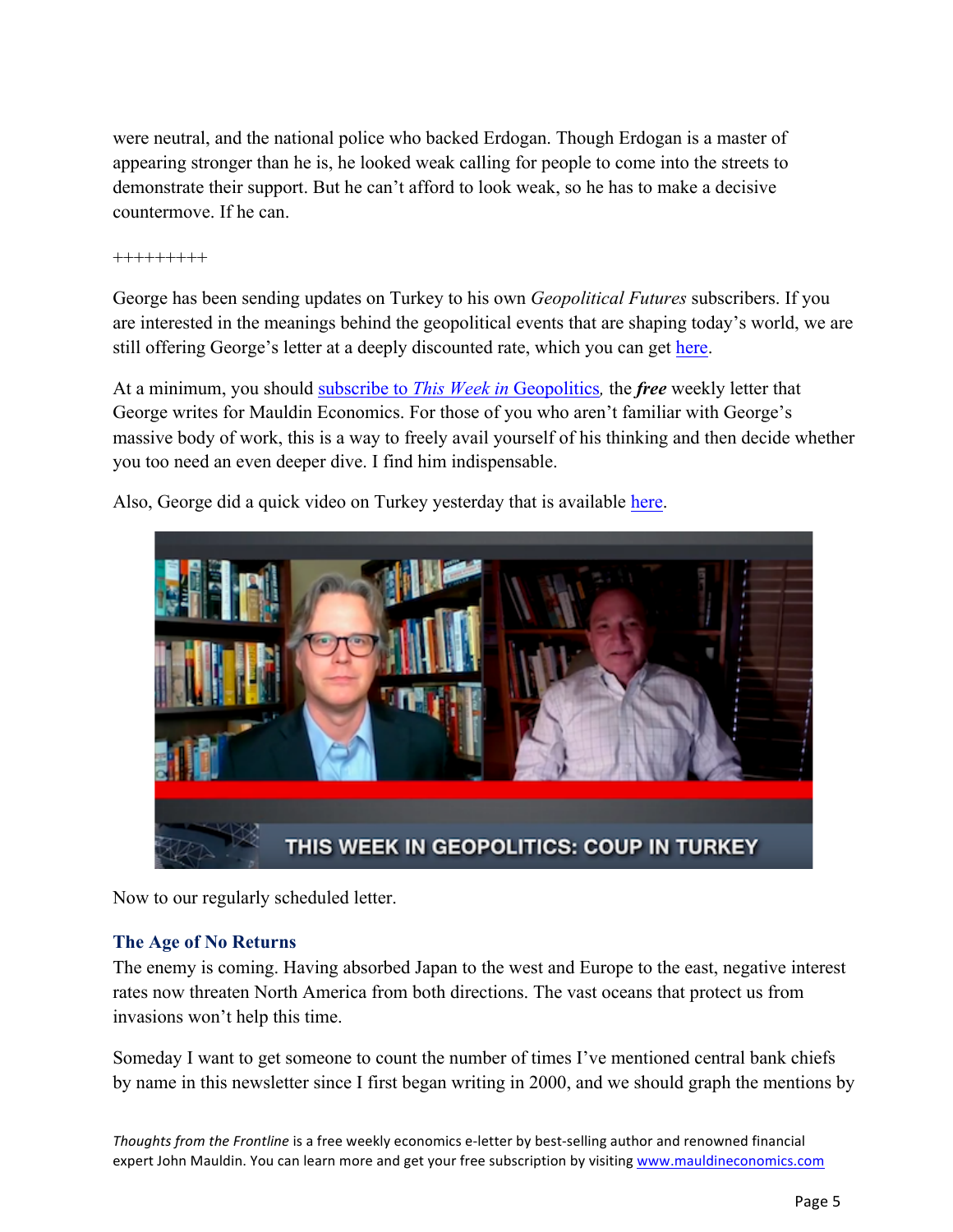were neutral, and the national police who backed Erdogan. Though Erdogan is a master of appearing stronger than he is, he looked weak calling for people to come into the streets to demonstrate their support. But he can't afford to look weak, so he has to make a decisive countermove. If he can.

+++++++++

George has been sending updates on Turkey to his own *Geopolitical Futures* subscribers. If you are interested in the meanings behind the geopolitical events that are shaping today's world, we are still offering George's letter at a deeply discounted rate, which you can get here.

At a minimum, you should subscribe to *This Week in* Geopolitics, the ***free*** weekly letter that George writes for Mauldin Economics. For those of you who aren't familiar with George's massive body of work, this is a way to freely avail yourself of his thinking and then decide whether you too need an even deeper dive. I find him indispensable.

Also, George did a quick video on Turkey yesterday that is available here.

Now to our regularly scheduled letter.

## The Age of No Returns

The enemy is coming. Having absorbed Japan to the west and Europe to the east, negative interest rates now threaten North America from both directions. The vast oceans that protect us from invasions won't help this time.

Someday I want to get someone to count the number of times I've mentioned central bank chiefs by name in this newsletter since I first began writing in 2000, and we should graph the mentions by

*Thoughts from the Frontline* is a free weekly economics e-letter by best-selling author and renowned financial expert John Mauldin. You can learn more and get your free subscription by visiting www.mauldineconomics.com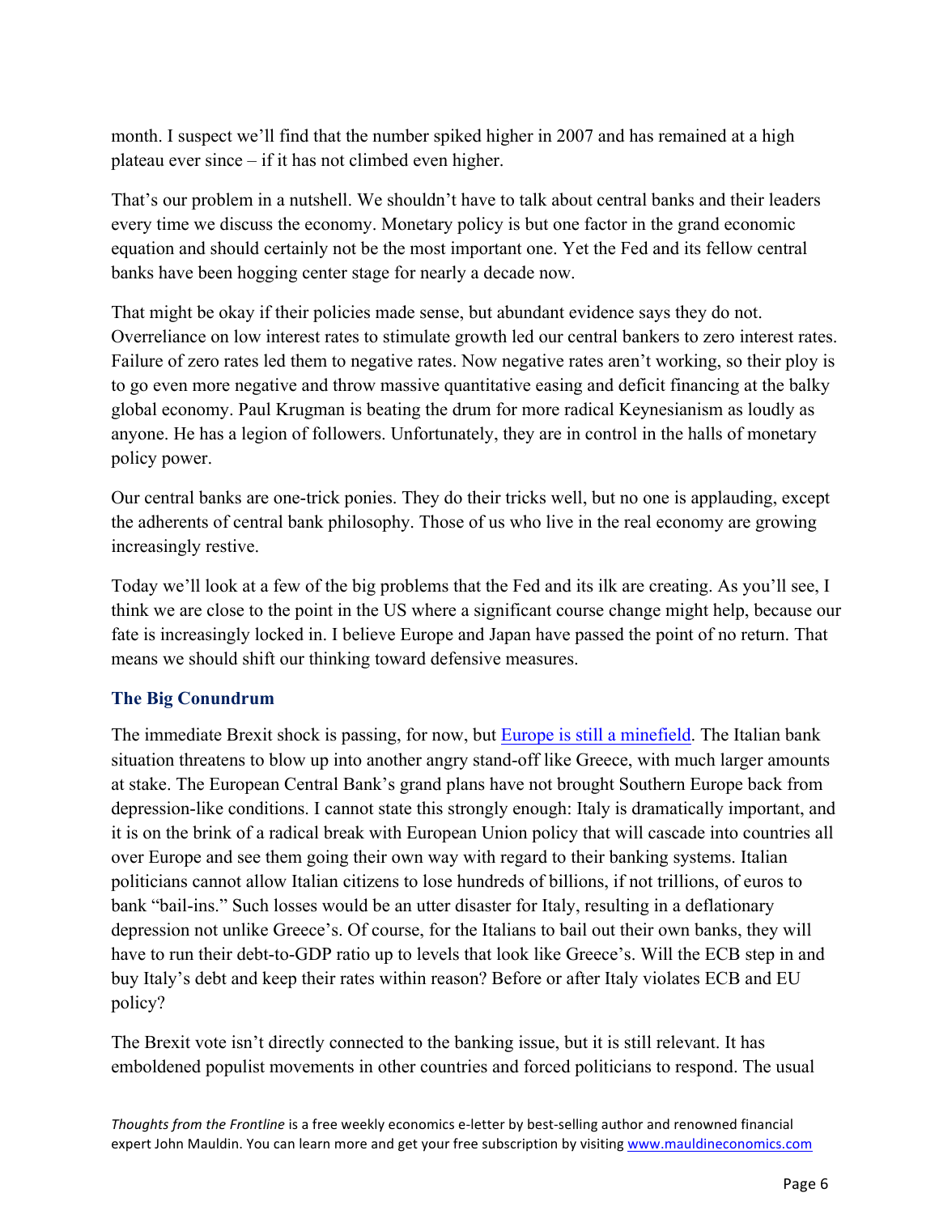month. I suspect we'll find that the number spiked higher in 2007 and has remained at a high plateau ever since – if it has not climbed even higher.

That's our problem in a nutshell. We shouldn't have to talk about central banks and their leaders every time we discuss the economy. Monetary policy is but one factor in the grand economic equation and should certainly not be the most important one. Yet the Fed and its fellow central banks have been hogging center stage for nearly a decade now.

That might be okay if their policies made sense, but abundant evidence says they do not. Overreliance on low interest rates to stimulate growth led our central bankers to zero interest rates. Failure of zero rates led them to negative rates. Now negative rates aren't working, so their ploy is to go even more negative and throw massive quantitative easing and deficit financing at the balky global economy. Paul Krugman is beating the drum for more radical Keynesianism as loudly as anyone. He has a legion of followers. Unfortunately, they are in control in the halls of monetary policy power.

Our central banks are one-trick ponies. They do their tricks well, but no one is applauding, except the adherents of central bank philosophy. Those of us who live in the real economy are growing increasingly restive.

Today we'll look at a few of the big problems that the Fed and its ilk are creating. As you'll see, I think we are close to the point in the US where a significant course change might help, because our fate is increasingly locked in. I believe Europe and Japan have passed the point of no return. That means we should shift our thinking toward defensive measures.

### The Big Conundrum

The immediate Brexit shock is passing, for now, but [Europe is still a minefield](). The Italian bank situation threatens to blow up into another angry stand-off like Greece, with much larger amounts at stake. The European Central Bank's grand plans have not brought Southern Europe back from depression-like conditions. I cannot state this strongly enough: Italy is dramatically important, and it is on the brink of a radical break with European Union policy that will cascade into countries all over Europe and see them going their own way with regard to their banking systems. Italian politicians cannot allow Italian citizens to lose hundreds of billions, if not trillions, of euros to bank "bail-ins." Such losses would be an utter disaster for Italy, resulting in a deflationary depression not unlike Greece's. Of course, for the Italians to bail out their own banks, they will have to run their debt-to-GDP ratio up to levels that look like Greece's. Will the ECB step in and buy Italy's debt and keep their rates within reason? Before or after Italy violates ECB and EU policy?

The Brexit vote isn't directly connected to the banking issue, but it is still relevant. It has emboldened populist movements in other countries and forced politicians to respond. The usual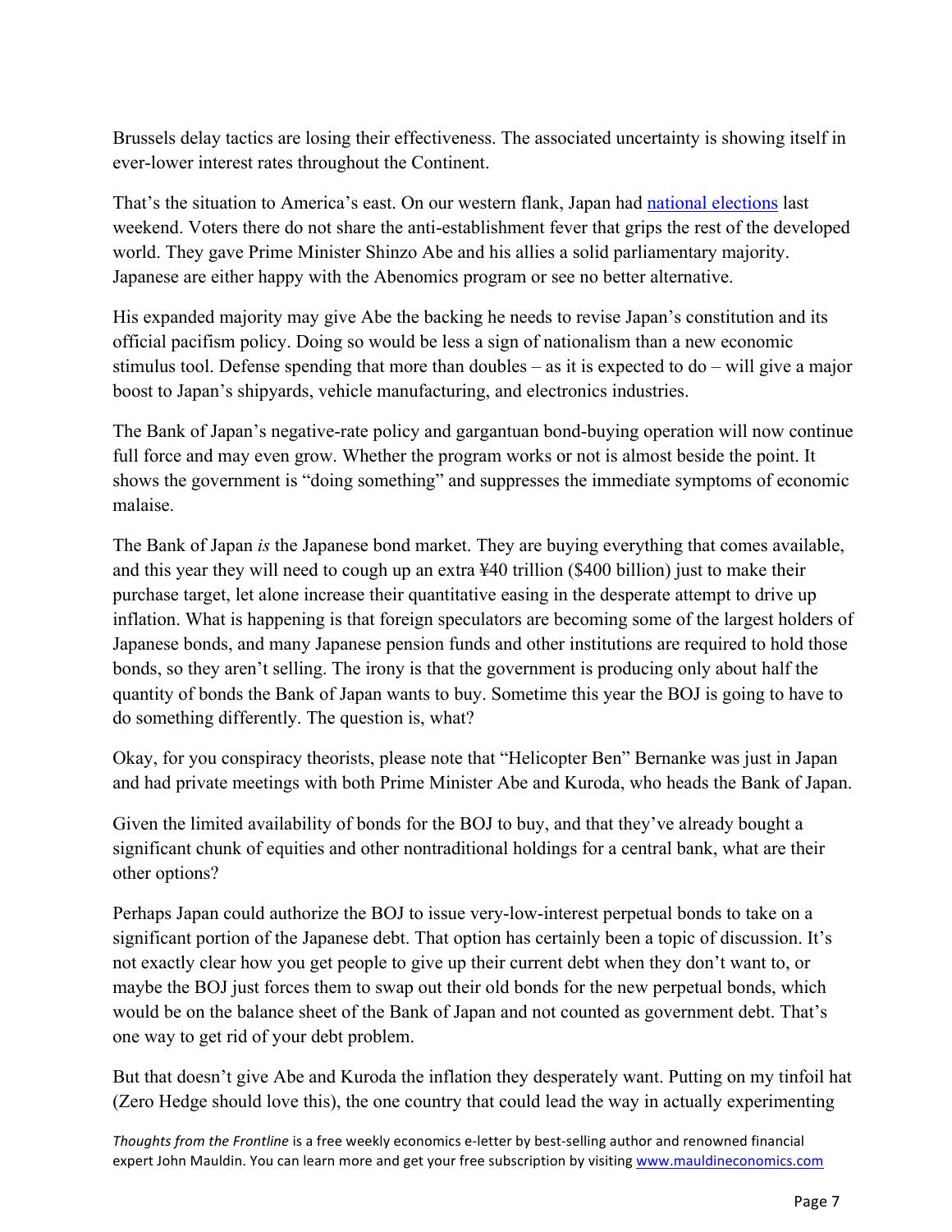Brussels delay tactics are losing their effectiveness. The associated uncertainty is showing itself in ever-lower interest rates throughout the Continent.

That's the situation to America's east. On our western flank, Japan had [national elections](#) last weekend. Voters there do not share the anti-establishment fever that grips the rest of the developed world. They gave Prime Minister Shinzo Abe and his allies a solid parliamentary majority. Japanese are either happy with the Abenomics program or see no better alternative.

His expanded majority may give Abe the backing he needs to revise Japan's constitution and its official pacifism policy. Doing so would be less a sign of nationalism than a new economic stimulus tool. Defense spending that more than doubles – as it is expected to do – will give a major boost to Japan's shipyards, vehicle manufacturing, and electronics industries.

The Bank of Japan's negative-rate policy and gargantuan bond-buying operation will now continue full force and may even grow. Whether the program works or not is almost beside the point. It shows the government is "doing something" and suppresses the immediate symptoms of economic malaise.

The Bank of Japan *is* the Japanese bond market. They are buying everything that comes available, and this year they will need to cough up an extra ¥40 trillion ($400 billion) just to make their purchase target, let alone increase their quantitative easing in the desperate attempt to drive up inflation. What is happening is that foreign speculators are becoming some of the largest holders of Japanese bonds, and many Japanese pension funds and other institutions are required to hold those bonds, so they aren't selling. The irony is that the government is producing only about half the quantity of bonds the Bank of Japan wants to buy. Sometime this year the BOJ is going to have to do something differently. The question is, what?

Okay, for you conspiracy theorists, please note that "Helicopter Ben" Bernanke was just in Japan and had private meetings with both Prime Minister Abe and Kuroda, who heads the Bank of Japan.

Given the limited availability of bonds for the BOJ to buy, and that they've already bought a significant chunk of equities and other nontraditional holdings for a central bank, what are their other options?

Perhaps Japan could authorize the BOJ to issue very-low-interest perpetual bonds to take on a significant portion of the Japanese debt. That option has certainly been a topic of discussion. It's not exactly clear how you get people to give up their current debt when they don't want to, or maybe the BOJ just forces them to swap out their old bonds for the new perpetual bonds, which would be on the balance sheet of the Bank of Japan and not counted as government debt. That's one way to get rid of your debt problem.

But that doesn't give Abe and Kuroda the inflation they desperately want. Putting on my tinfoil hat (Zero Hedge should love this), the one country that could lead the way in actually experimenting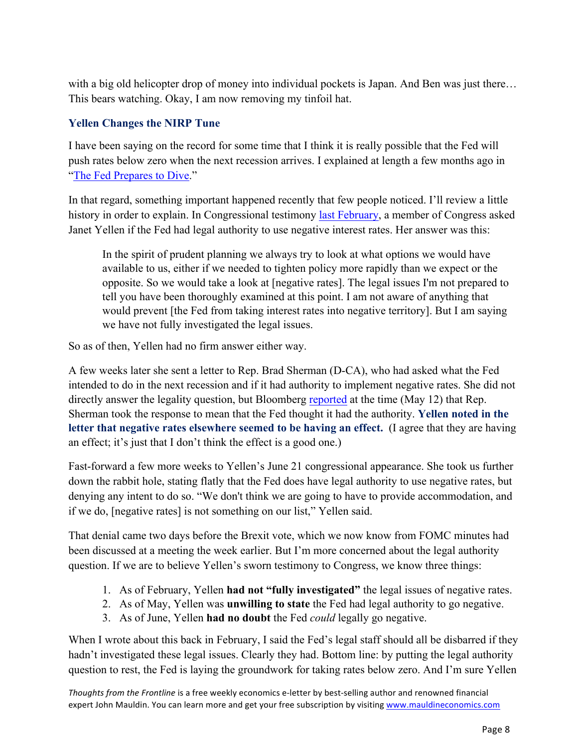with a big old helicopter drop of money into individual pockets is Japan. And Ben was just there… This bears watching. Okay, I am now removing my tinfoil hat.

### Yellen Changes the NIRP Tune

I have been saying on the record for some time that I think it is really possible that the Fed will push rates below zero when the next recession arrives. I explained at length a few months ago in "The Fed Prepares to Dive."

In that regard, something important happened recently that few people noticed. I'll review a little history in order to explain. In Congressional testimony last February, a member of Congress asked Janet Yellen if the Fed had legal authority to use negative interest rates. Her answer was this:

> In the spirit of prudent planning we always try to look at what options we would have available to us, either if we needed to tighten policy more rapidly than we expect or the opposite. So we would take a look at [negative rates]. The legal issues I'm not prepared to tell you have been thoroughly examined at this point. I am not aware of anything that would prevent [the Fed from taking interest rates into negative territory]. But I am saying we have not fully investigated the legal issues.

So as of then, Yellen had no firm answer either way.

A few weeks later she sent a letter to Rep. Brad Sherman (D-CA), who had asked what the Fed intended to do in the next recession and if it had authority to implement negative rates. She did not directly answer the legality question, but Bloomberg reported at the time (May 12) that Rep. Sherman took the response to mean that the Fed thought it had the authority. **Yellen noted in the letter that negative rates elsewhere seemed to be having an effect.** (I agree that they are having an effect; it's just that I don't think the effect is a good one.)

Fast-forward a few more weeks to Yellen's June 21 congressional appearance. She took us further down the rabbit hole, stating flatly that the Fed does have legal authority to use negative rates, but denying any intent to do so. "We don't think we are going to have to provide accommodation, and if we do, [negative rates] is not something on our list," Yellen said.

That denial came two days before the Brexit vote, which we now know from FOMC minutes had been discussed at a meeting the week earlier. But I'm more concerned about the legal authority question. If we are to believe Yellen's sworn testimony to Congress, we know three things:

1. As of February, Yellen **had not "fully investigated"** the legal issues of negative rates.
2. As of May, Yellen was **unwilling to state** the Fed had legal authority to go negative.
3. As of June, Yellen **had no doubt** the Fed *could* legally go negative.

When I wrote about this back in February, I said the Fed's legal staff should all be disbarred if they hadn't investigated these legal issues. Clearly they had. Bottom line: by putting the legal authority question to rest, the Fed is laying the groundwork for taking rates below zero. And I'm sure Yellen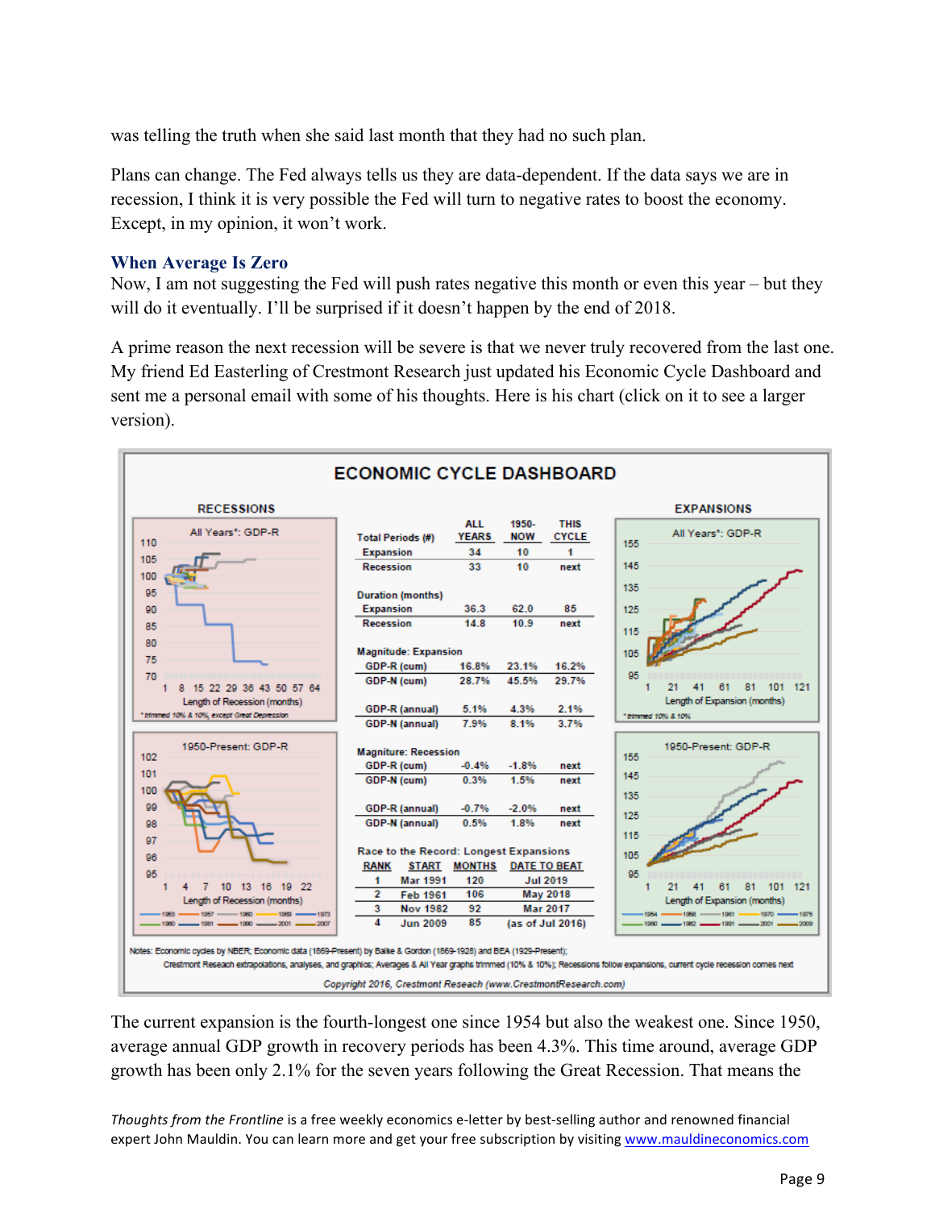was telling the truth when she said last month that they had no such plan.

Plans can change. The Fed always tells us they are data-dependent. If the data says we are in recession, I think it is very possible the Fed will turn to negative rates to boost the economy. Except, in my opinion, it won't work.

### When Average Is Zero

Now, I am not suggesting the Fed will push rates negative this month or even this year – but they will do it eventually. I'll be surprised if it doesn't happen by the end of 2018.

A prime reason the next recession will be severe is that we never truly recovered from the last one. My friend Ed Easterling of Crestmont Research just updated his Economic Cycle Dashboard and sent me a personal email with some of his thoughts. Here is his chart (click on it to see a larger version).

**ECONOMIC CYCLE DASHBOARD**

| Total Periods (#) | ALL YEARS | 1950-NOW | THIS CYCLE |
|---|---|---|---|
| Expansion | 34 | 10 | 1 |
| Recession | 33 | 10 | next |
| **Duration (months)** | | | |
| Expansion | 36.3 | 62.0 | 85 |
| Recession | 14.8 | 10.9 | next |
| **Magnitude: Expansion** | | | |
| GDP-R (cum) | 16.8% | 23.1% | 16.2% |
| GDP-N (cum) | 28.7% | 45.5% | 29.7% |
| GDP-R (annual) | 5.1% | 4.3% | 2.1% |
| GDP-N (annual) | 7.9% | 8.1% | 3.7% |
| **Magniture: Recession** | | | |
| GDP-R (cum) | -0.4% | -1.8% | next |
| GDP-N (cum) | 0.3% | 1.5% | next |
| GDP-R (annual) | -0.7% | -2.0% | next |
| GDP-N (annual) | 0.5% | 1.8% | next |

**Race to the Record: Longest Expansions**

| RANK | START | MONTHS | DATE TO BEAT |
|---|---|---|---|
| 1 | Mar 1991 | 120 | Jul 2019 |
| 2 | Feb 1961 | 106 | May 2018 |
| 3 | Nov 1982 | 92 | Mar 2017 |
| 4 | Jun 2009 | 85 | (as of Jul 2016) |

RECESSIONS: All Years*: GDP-R; 1950-Present: GDP-R (Length of Recession (months)). *trimmed 10% & 10%, except Great Depression

EXPANSIONS: All Years*: GDP-R; 1950-Present: GDP-R (Length of Expansion (months)). *trimmed 10% & 10%

Notes: Economic cycles by NBER; Economic data (1869-Present) by Balke & Gordon (1869-1928) and BEA (1929-Present); Crestmont Research extrapolations, analyses, and graphics; Averages & All Year graphs trimmed (10% & 10%); Recessions follow expansions, current cycle recession comes next

*Copyright 2016, Crestmont Reseach (www.CrestmontResearch.com)*

The current expansion is the fourth-longest one since 1954 but also the weakest one. Since 1950, average annual GDP growth in recovery periods has been 4.3%. This time around, average GDP growth has been only 2.1% for the seven years following the Great Recession. That means the

*Thoughts from the Frontline* is a free weekly economics e-letter by best-selling author and renowned financial expert John Mauldin. You can learn more and get your free subscription by visiting www.mauldineconomics.com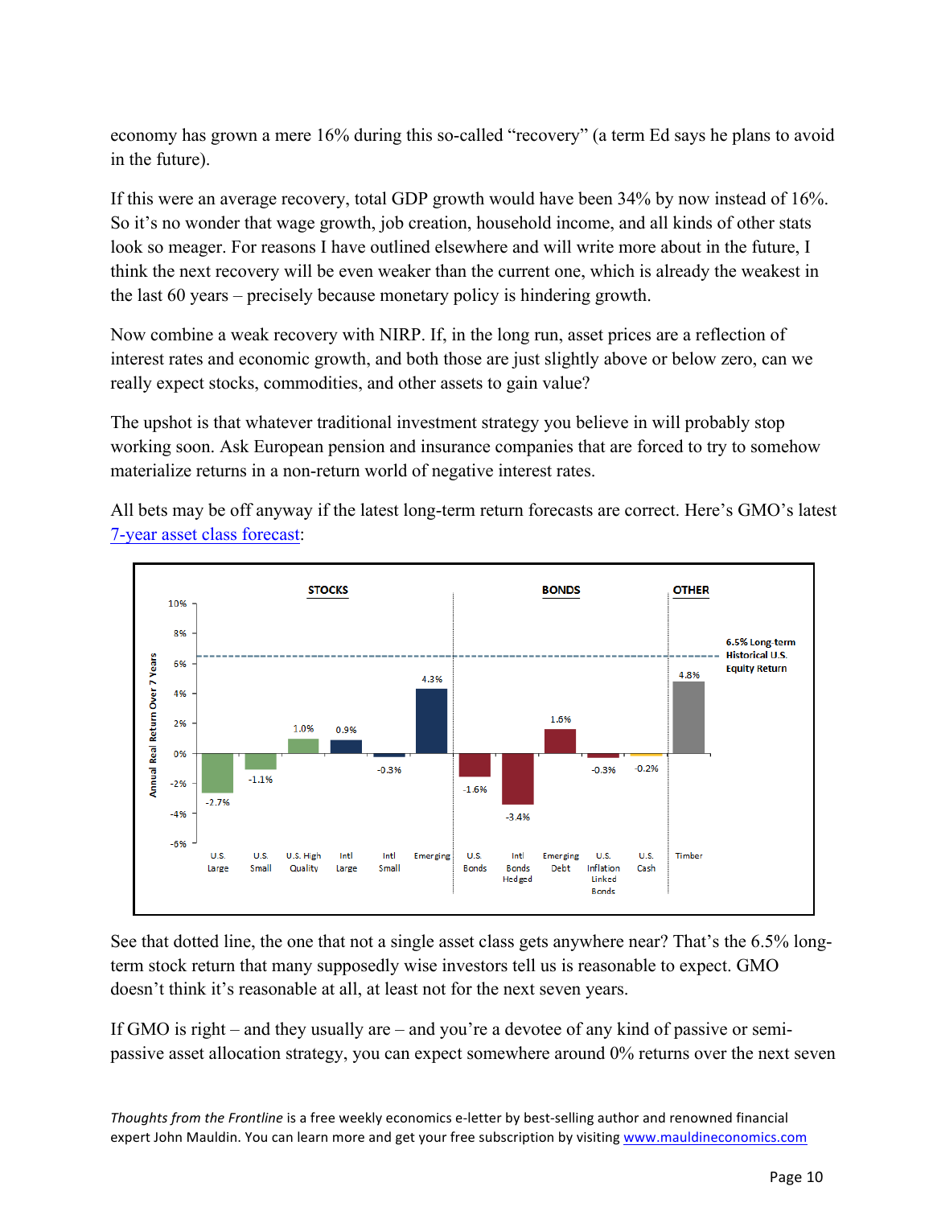economy has grown a mere 16% during this so-called "recovery" (a term Ed says he plans to avoid in the future).

If this were an average recovery, total GDP growth would have been 34% by now instead of 16%. So it's no wonder that wage growth, job creation, household income, and all kinds of other stats look so meager. For reasons I have outlined elsewhere and will write more about in the future, I think the next recovery will be even weaker than the current one, which is already the weakest in the last 60 years – precisely because monetary policy is hindering growth.

Now combine a weak recovery with NIRP. If, in the long run, asset prices are a reflection of interest rates and economic growth, and both those are just slightly above or below zero, can we really expect stocks, commodities, and other assets to gain value?

The upshot is that whatever traditional investment strategy you believe in will probably stop working soon. Ask European pension and insurance companies that are forced to try to somehow materialize returns in a non-return world of negative interest rates.

All bets may be off anyway if the latest long-term return forecasts are correct. Here's GMO's latest [7-year asset class forecast](7-year asset class forecast):

| Category | Asset Class | Annual Real Return Over 7 Years |
|---|---|---|
| STOCKS | U.S. Large | -2.7% |
| | U.S. Small | -1.1% |
| | U.S. High Quality | 1.0% |
| | Intl Large | 0.9% |
| | Intl Small | -0.3% |
| | Emerging | 4.3% |
| BONDS | U.S. Bonds | -1.6% |
| | Intl Bonds Hedged | -3.4% |
| | Emerging Debt | 1.6% |
| | U.S. Inflation Linked Bonds | -0.3% |
| | U.S. Cash | -0.2% |
| OTHER | Timber | 4.8% |

6.5% Long-term Historical U.S. Equity Return

See that dotted line, the one that not a single asset class gets anywhere near? That's the 6.5% long-term stock return that many supposedly wise investors tell us is reasonable to expect. GMO doesn't think it's reasonable at all, at least not for the next seven years.

If GMO is right – and they usually are – and you're a devotee of any kind of passive or semi-passive asset allocation strategy, you can expect somewhere around 0% returns over the next seven

*Thoughts from the Frontline* is a free weekly economics e-letter by best-selling author and renowned financial expert John Mauldin. You can learn more and get your free subscription by visiting [www.mauldineconomics.com](www.mauldineconomics.com)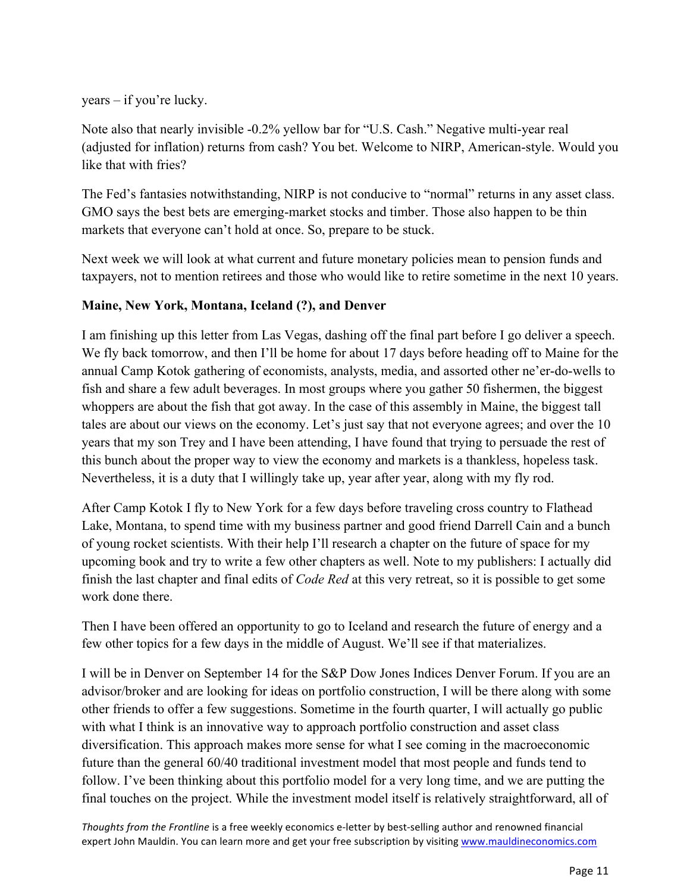years – if you're lucky.

Note also that nearly invisible -0.2% yellow bar for "U.S. Cash." Negative multi-year real (adjusted for inflation) returns from cash? You bet. Welcome to NIRP, American-style. Would you like that with fries?

The Fed's fantasies notwithstanding, NIRP is not conducive to "normal" returns in any asset class. GMO says the best bets are emerging-market stocks and timber. Those also happen to be thin markets that everyone can't hold at once. So, prepare to be stuck.

Next week we will look at what current and future monetary policies mean to pension funds and taxpayers, not to mention retirees and those who would like to retire sometime in the next 10 years.

**Maine, New York, Montana, Iceland (?), and Denver**

I am finishing up this letter from Las Vegas, dashing off the final part before I go deliver a speech. We fly back tomorrow, and then I'll be home for about 17 days before heading off to Maine for the annual Camp Kotok gathering of economists, analysts, media, and assorted other ne'er-do-wells to fish and share a few adult beverages. In most groups where you gather 50 fishermen, the biggest whoppers are about the fish that got away. In the case of this assembly in Maine, the biggest tall tales are about our views on the economy. Let's just say that not everyone agrees; and over the 10 years that my son Trey and I have been attending, I have found that trying to persuade the rest of this bunch about the proper way to view the economy and markets is a thankless, hopeless task. Nevertheless, it is a duty that I willingly take up, year after year, along with my fly rod.

After Camp Kotok I fly to New York for a few days before traveling cross country to Flathead Lake, Montana, to spend time with my business partner and good friend Darrell Cain and a bunch of young rocket scientists. With their help I'll research a chapter on the future of space for my upcoming book and try to write a few other chapters as well. Note to my publishers: I actually did finish the last chapter and final edits of *Code Red* at this very retreat, so it is possible to get some work done there.

Then I have been offered an opportunity to go to Iceland and research the future of energy and a few other topics for a few days in the middle of August. We'll see if that materializes.

I will be in Denver on September 14 for the S&P Dow Jones Indices Denver Forum. If you are an advisor/broker and are looking for ideas on portfolio construction, I will be there along with some other friends to offer a few suggestions. Sometime in the fourth quarter, I will actually go public with what I think is an innovative way to approach portfolio construction and asset class diversification. This approach makes more sense for what I see coming in the macroeconomic future than the general 60/40 traditional investment model that most people and funds tend to follow. I've been thinking about this portfolio model for a very long time, and we are putting the final touches on the project. While the investment model itself is relatively straightforward, all of

*Thoughts from the Frontline* is a free weekly economics e-letter by best-selling author and renowned financial expert John Mauldin. You can learn more and get your free subscription by visiting www.mauldineconomics.com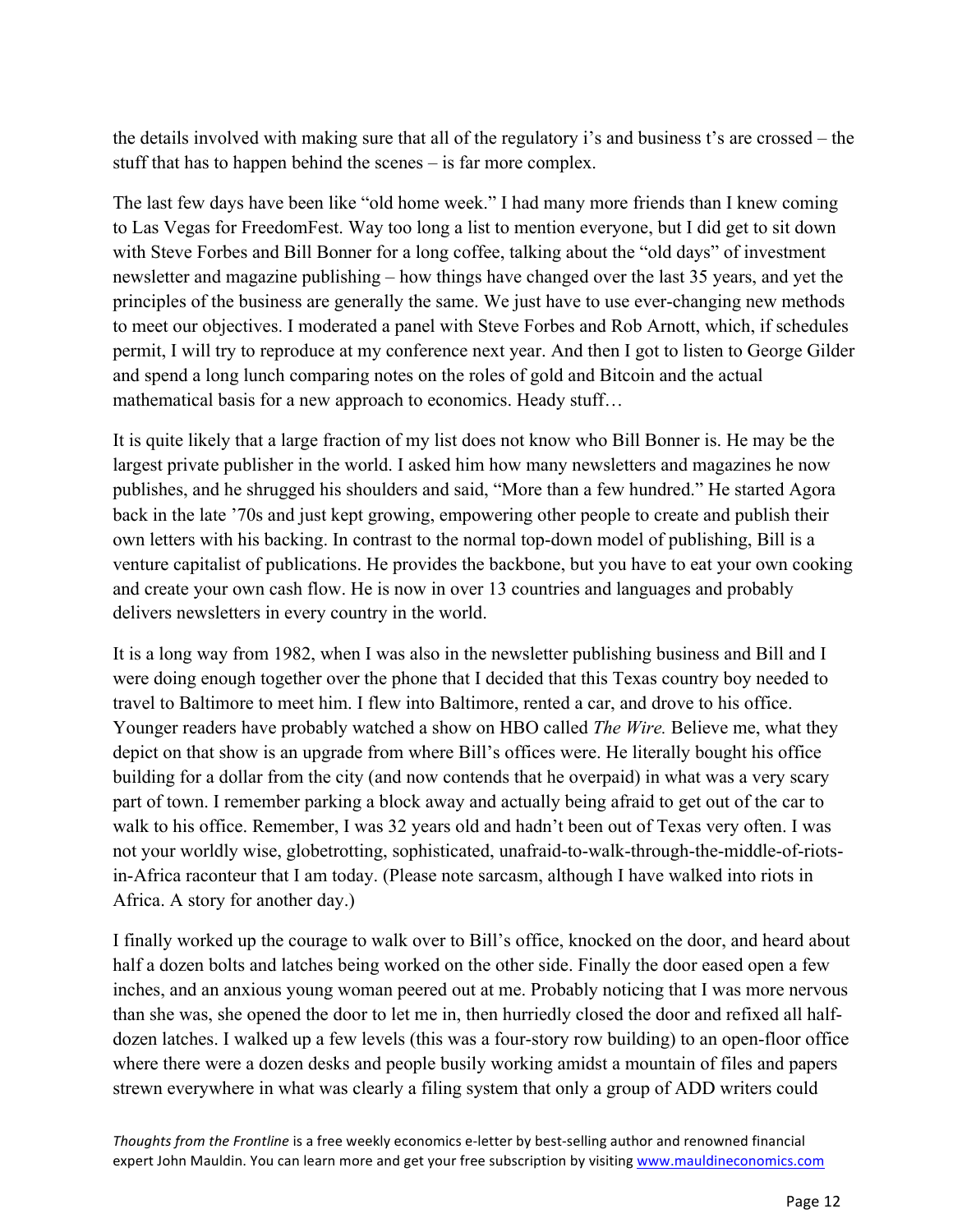the details involved with making sure that all of the regulatory i's and business t's are crossed – the stuff that has to happen behind the scenes – is far more complex.

The last few days have been like "old home week." I had many more friends than I knew coming to Las Vegas for FreedomFest. Way too long a list to mention everyone, but I did get to sit down with Steve Forbes and Bill Bonner for a long coffee, talking about the "old days" of investment newsletter and magazine publishing – how things have changed over the last 35 years, and yet the principles of the business are generally the same. We just have to use ever-changing new methods to meet our objectives. I moderated a panel with Steve Forbes and Rob Arnott, which, if schedules permit, I will try to reproduce at my conference next year. And then I got to listen to George Gilder and spend a long lunch comparing notes on the roles of gold and Bitcoin and the actual mathematical basis for a new approach to economics. Heady stuff…

It is quite likely that a large fraction of my list does not know who Bill Bonner is. He may be the largest private publisher in the world. I asked him how many newsletters and magazines he now publishes, and he shrugged his shoulders and said, "More than a few hundred." He started Agora back in the late '70s and just kept growing, empowering other people to create and publish their own letters with his backing. In contrast to the normal top-down model of publishing, Bill is a venture capitalist of publications. He provides the backbone, but you have to eat your own cooking and create your own cash flow. He is now in over 13 countries and languages and probably delivers newsletters in every country in the world.

It is a long way from 1982, when I was also in the newsletter publishing business and Bill and I were doing enough together over the phone that I decided that this Texas country boy needed to travel to Baltimore to meet him. I flew into Baltimore, rented a car, and drove to his office. Younger readers have probably watched a show on HBO called *The Wire.* Believe me, what they depict on that show is an upgrade from where Bill's offices were. He literally bought his office building for a dollar from the city (and now contends that he overpaid) in what was a very scary part of town. I remember parking a block away and actually being afraid to get out of the car to walk to his office. Remember, I was 32 years old and hadn't been out of Texas very often. I was not your worldly wise, globetrotting, sophisticated, unafraid-to-walk-through-the-middle-of-riots-in-Africa raconteur that I am today. (Please note sarcasm, although I have walked into riots in Africa. A story for another day.)

I finally worked up the courage to walk over to Bill's office, knocked on the door, and heard about half a dozen bolts and latches being worked on the other side. Finally the door eased open a few inches, and an anxious young woman peered out at me. Probably noticing that I was more nervous than she was, she opened the door to let me in, then hurriedly closed the door and refixed all half-dozen latches. I walked up a few levels (this was a four-story row building) to an open-floor office where there were a dozen desks and people busily working amidst a mountain of files and papers strewn everywhere in what was clearly a filing system that only a group of ADD writers could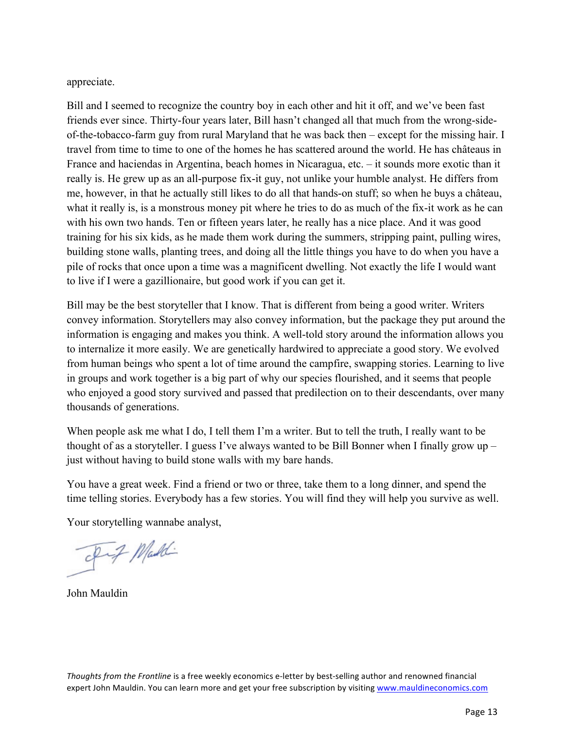appreciate.

Bill and I seemed to recognize the country boy in each other and hit it off, and we've been fast friends ever since. Thirty-four years later, Bill hasn't changed all that much from the wrong-side-of-the-tobacco-farm guy from rural Maryland that he was back then – except for the missing hair. I travel from time to time to one of the homes he has scattered around the world. He has châteaus in France and haciendas in Argentina, beach homes in Nicaragua, etc. – it sounds more exotic than it really is. He grew up as an all-purpose fix-it guy, not unlike your humble analyst. He differs from me, however, in that he actually still likes to do all that hands-on stuff; so when he buys a château, what it really is, is a monstrous money pit where he tries to do as much of the fix-it work as he can with his own two hands. Ten or fifteen years later, he really has a nice place. And it was good training for his six kids, as he made them work during the summers, stripping paint, pulling wires, building stone walls, planting trees, and doing all the little things you have to do when you have a pile of rocks that once upon a time was a magnificent dwelling. Not exactly the life I would want to live if I were a gazillionaire, but good work if you can get it.

Bill may be the best storyteller that I know. That is different from being a good writer. Writers convey information. Storytellers may also convey information, but the package they put around the information is engaging and makes you think. A well-told story around the information allows you to internalize it more easily. We are genetically hardwired to appreciate a good story. We evolved from human beings who spent a lot of time around the campfire, swapping stories. Learning to live in groups and work together is a big part of why our species flourished, and it seems that people who enjoyed a good story survived and passed that predilection on to their descendants, over many thousands of generations.

When people ask me what I do, I tell them I'm a writer. But to tell the truth, I really want to be thought of as a storyteller. I guess I've always wanted to be Bill Bonner when I finally grow up – just without having to build stone walls with my bare hands.

You have a great week. Find a friend or two or three, take them to a long dinner, and spend the time telling stories. Everybody has a few stories. You will find they will help you survive as well.

Your storytelling wannabe analyst,

John Mauldin

*Thoughts from the Frontline* is a free weekly economics e-letter by best-selling author and renowned financial expert John Mauldin. You can learn more and get your free subscription by visiting www.mauldineconomics.com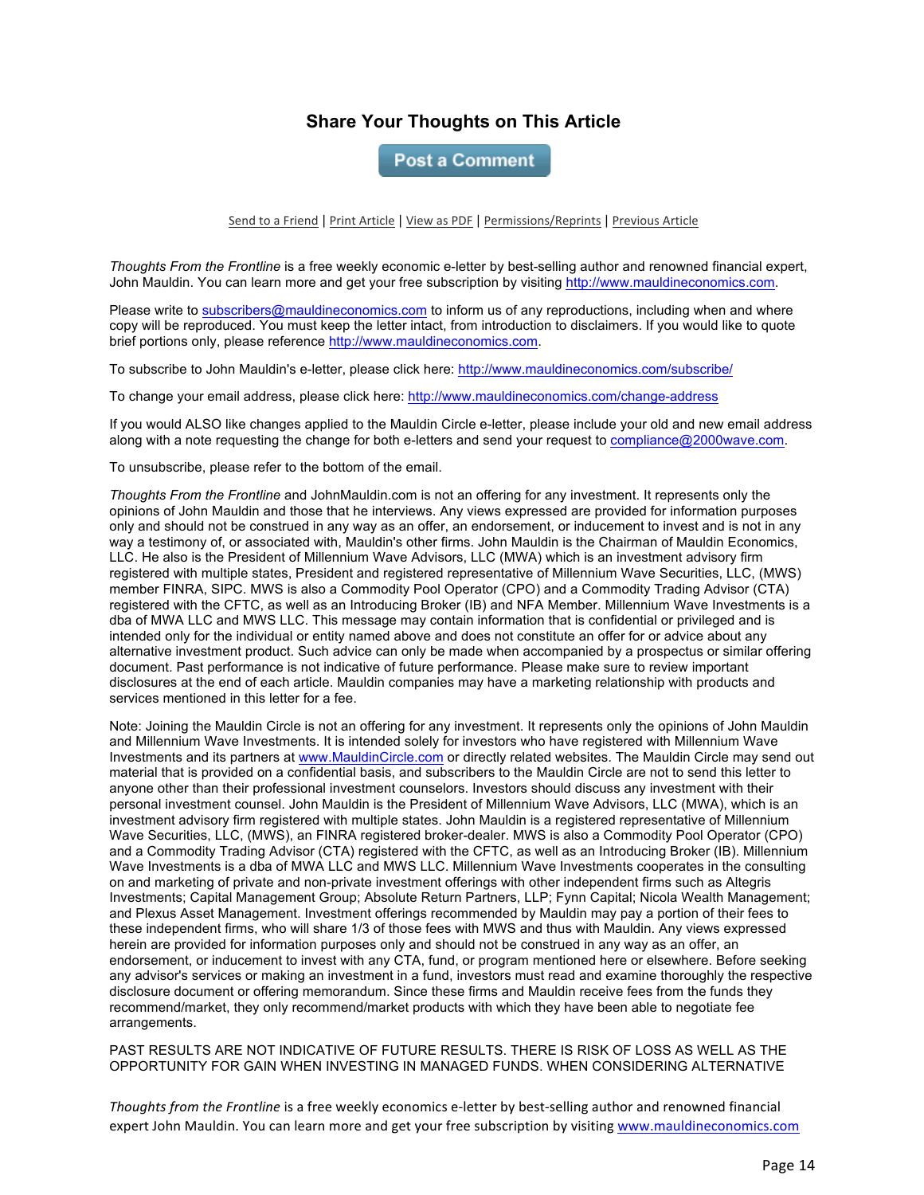## Share Your Thoughts on This Article

Post a Comment

Send to a Friend | Print Article | View as PDF | Permissions/Reprints | Previous Article

*Thoughts From the Frontline* is a free weekly economic e-letter by best-selling author and renowned financial expert, John Mauldin. You can learn more and get your free subscription by visiting http://www.mauldineconomics.com.

Please write to subscribers@mauldineconomics.com to inform us of any reproductions, including when and where copy will be reproduced. You must keep the letter intact, from introduction to disclaimers. If you would like to quote brief portions only, please reference http://www.mauldineconomics.com.

To subscribe to John Mauldin's e-letter, please click here: http://www.mauldineconomics.com/subscribe/

To change your email address, please click here: http://www.mauldineconomics.com/change-address

If you would ALSO like changes applied to the Mauldin Circle e-letter, please include your old and new email address along with a note requesting the change for both e-letters and send your request to compliance@2000wave.com.

To unsubscribe, please refer to the bottom of the email.

*Thoughts From the Frontline* and JohnMauldin.com is not an offering for any investment. It represents only the opinions of John Mauldin and those that he interviews. Any views expressed are provided for information purposes only and should not be construed in any way as an offer, an endorsement, or inducement to invest and is not in any way a testimony of, or associated with, Mauldin's other firms. John Mauldin is the Chairman of Mauldin Economics, LLC. He also is the President of Millennium Wave Advisors, LLC (MWA) which is an investment advisory firm registered with multiple states, President and registered representative of Millennium Wave Securities, LLC, (MWS) member FINRA, SIPC. MWS is also a Commodity Pool Operator (CPO) and a Commodity Trading Advisor (CTA) registered with the CFTC, as well as an Introducing Broker (IB) and NFA Member. Millennium Wave Investments is a dba of MWA LLC and MWS LLC. This message may contain information that is confidential or privileged and is intended only for the individual or entity named above and does not constitute an offer for or advice about any alternative investment product. Such advice can only be made when accompanied by a prospectus or similar offering document. Past performance is not indicative of future performance. Please make sure to review important disclosures at the end of each article. Mauldin companies may have a marketing relationship with products and services mentioned in this letter for a fee.

Note: Joining the Mauldin Circle is not an offering for any investment. It represents only the opinions of John Mauldin and Millennium Wave Investments. It is intended solely for investors who have registered with Millennium Wave Investments and its partners at www.MauldinCircle.com or directly related websites. The Mauldin Circle may send out material that is provided on a confidential basis, and subscribers to the Mauldin Circle are not to send this letter to anyone other than their professional investment counselors. Investors should discuss any investment with their personal investment counsel. John Mauldin is the President of Millennium Wave Advisors, LLC (MWA), which is an investment advisory firm registered with multiple states. John Mauldin is a registered representative of Millennium Wave Securities, LLC, (MWS), an FINRA registered broker-dealer. MWS is also a Commodity Pool Operator (CPO) and a Commodity Trading Advisor (CTA) registered with the CFTC, as well as an Introducing Broker (IB). Millennium Wave Investments is a dba of MWA LLC and MWS LLC. Millennium Wave Investments cooperates in the consulting on and marketing of private and non-private investment offerings with other independent firms such as Altegris Investments; Capital Management Group; Absolute Return Partners, LLP; Fynn Capital; Nicola Wealth Management; and Plexus Asset Management. Investment offerings recommended by Mauldin may pay a portion of their fees to these independent firms, who will share 1/3 of those fees with MWS and thus with Mauldin. Any views expressed herein are provided for information purposes only and should not be construed in any way as an offer, an endorsement, or inducement to invest with any CTA, fund, or program mentioned here or elsewhere. Before seeking any advisor's services or making an investment in a fund, investors must read and examine thoroughly the respective disclosure document or offering memorandum. Since these firms and Mauldin receive fees from the funds they recommend/market, they only recommend/market products with which they have been able to negotiate fee arrangements.

PAST RESULTS ARE NOT INDICATIVE OF FUTURE RESULTS. THERE IS RISK OF LOSS AS WELL AS THE OPPORTUNITY FOR GAIN WHEN INVESTING IN MANAGED FUNDS. WHEN CONSIDERING ALTERNATIVE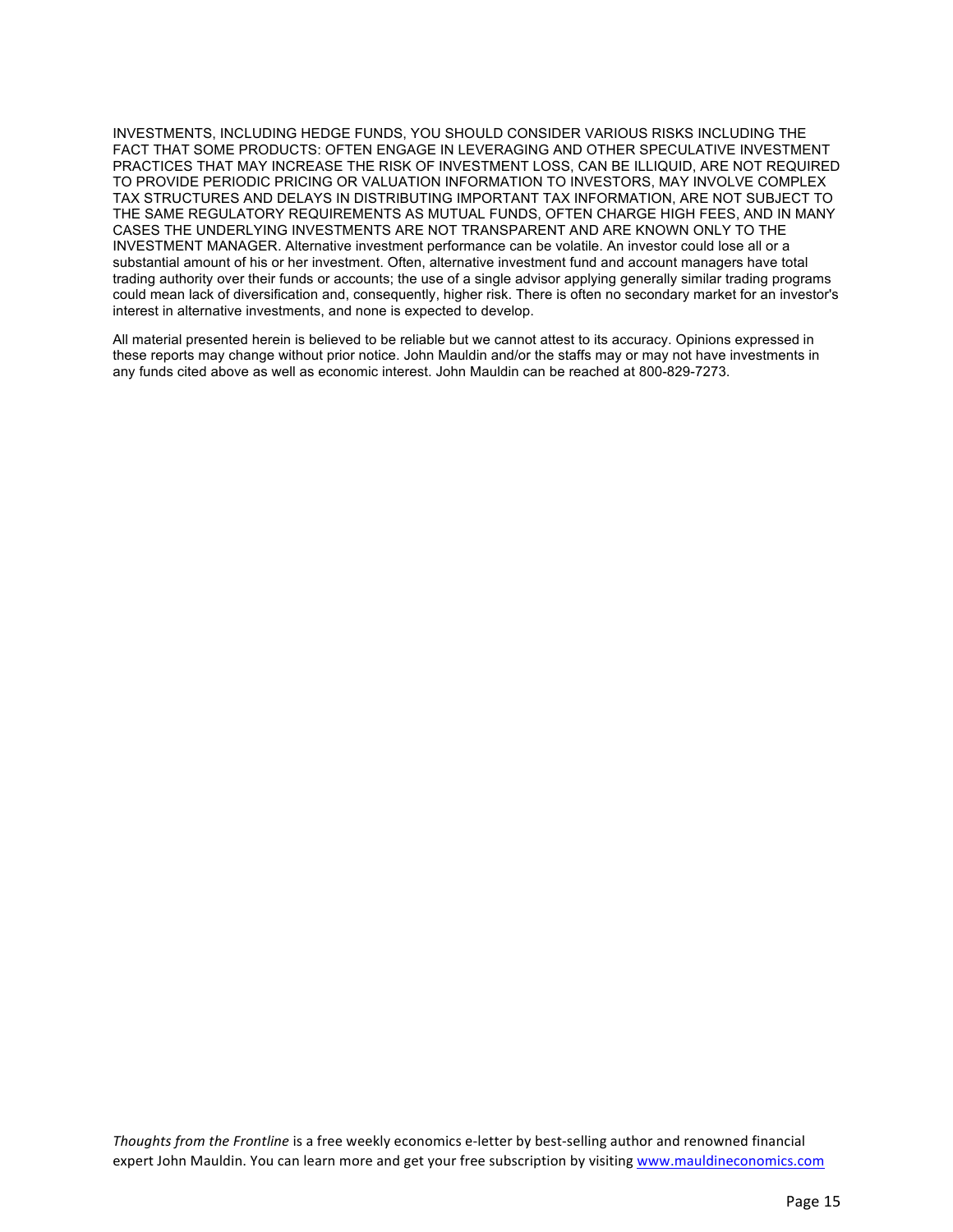INVESTMENTS, INCLUDING HEDGE FUNDS, YOU SHOULD CONSIDER VARIOUS RISKS INCLUDING THE FACT THAT SOME PRODUCTS: OFTEN ENGAGE IN LEVERAGING AND OTHER SPECULATIVE INVESTMENT PRACTICES THAT MAY INCREASE THE RISK OF INVESTMENT LOSS, CAN BE ILLIQUID, ARE NOT REQUIRED TO PROVIDE PERIODIC PRICING OR VALUATION INFORMATION TO INVESTORS, MAY INVOLVE COMPLEX TAX STRUCTURES AND DELAYS IN DISTRIBUTING IMPORTANT TAX INFORMATION, ARE NOT SUBJECT TO THE SAME REGULATORY REQUIREMENTS AS MUTUAL FUNDS, OFTEN CHARGE HIGH FEES, AND IN MANY CASES THE UNDERLYING INVESTMENTS ARE NOT TRANSPARENT AND ARE KNOWN ONLY TO THE INVESTMENT MANAGER. Alternative investment performance can be volatile. An investor could lose all or a substantial amount of his or her investment. Often, alternative investment fund and account managers have total trading authority over their funds or accounts; the use of a single advisor applying generally similar trading programs could mean lack of diversification and, consequently, higher risk. There is often no secondary market for an investor's interest in alternative investments, and none is expected to develop.

All material presented herein is believed to be reliable but we cannot attest to its accuracy. Opinions expressed in these reports may change without prior notice. John Mauldin and/or the staffs may or may not have investments in any funds cited above as well as economic interest. John Mauldin can be reached at 800-829-7273.

*Thoughts from the Frontline* is a free weekly economics e-letter by best-selling author and renowned financial expert John Mauldin. You can learn more and get your free subscription by visiting www.mauldineconomics.com